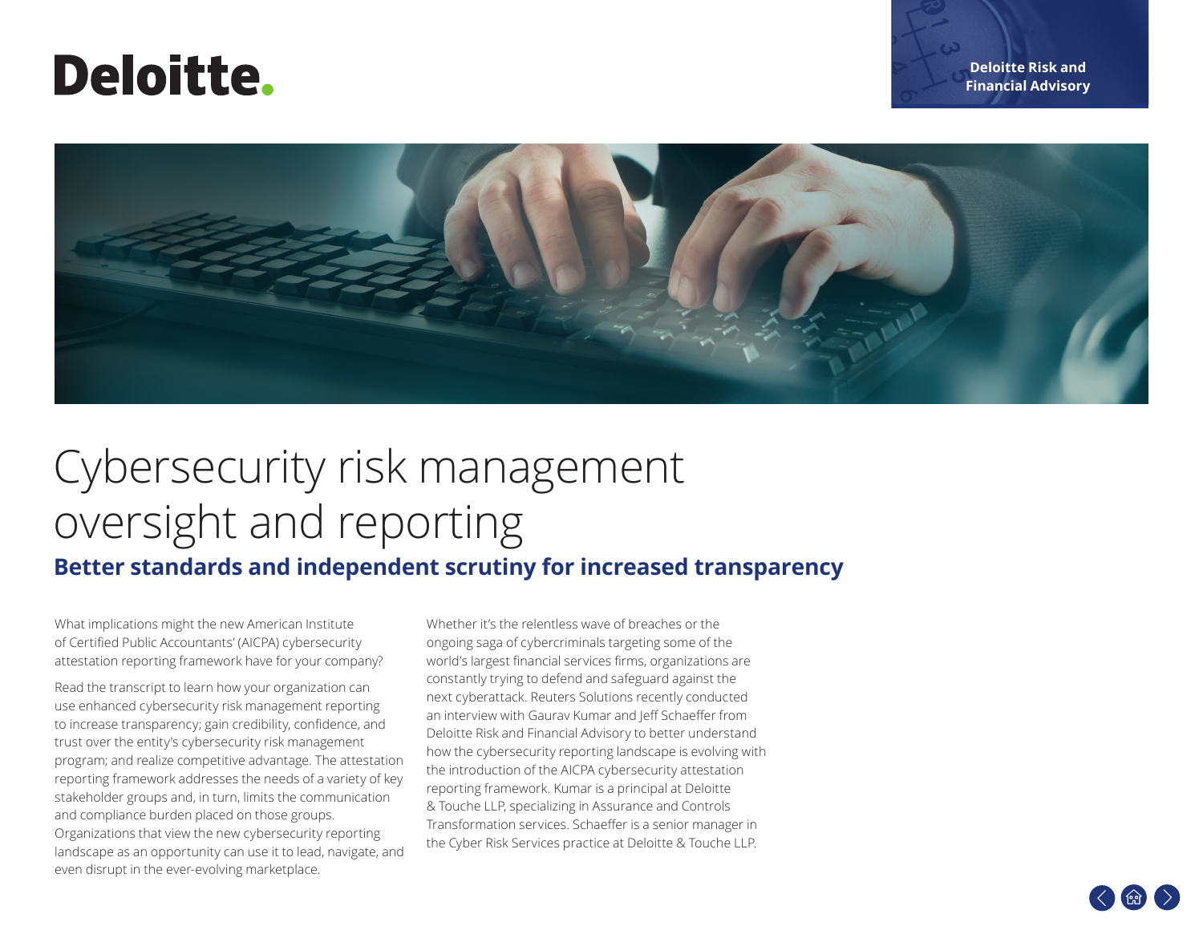Deloitte.

Deloitte Risk and Financial Advisory

# Cybersecurity risk management oversight and reporting

## Better standards and independent scrutiny for increased transparency

What implications might the new American Institute of Certified Public Accountants' (AICPA) cybersecurity attestation reporting framework have for your company?

Read the transcript to learn how your organization can use enhanced cybersecurity risk management reporting to increase transparency; gain credibility, confidence, and trust over the entity's cybersecurity risk management program; and realize competitive advantage. The attestation reporting framework addresses the needs of a variety of key stakeholder groups and, in turn, limits the communication and compliance burden placed on those groups. Organizations that view the new cybersecurity reporting landscape as an opportunity can use it to lead, navigate, and even disrupt in the ever-evolving marketplace.

Whether it's the relentless wave of breaches or the ongoing saga of cybercriminals targeting some of the world's largest financial services firms, organizations are constantly trying to defend and safeguard against the next cyberattack. Reuters Solutions recently conducted an interview with Gaurav Kumar and Jeff Schaeffer from Deloitte Risk and Financial Advisory to better understand how the cybersecurity reporting landscape is evolving with the introduction of the AICPA cybersecurity attestation reporting framework. Kumar is a principal at Deloitte & Touche LLP, specializing in Assurance and Controls Transformation services. Schaeffer is a senior manager in the Cyber Risk Services practice at Deloitte & Touche LLP.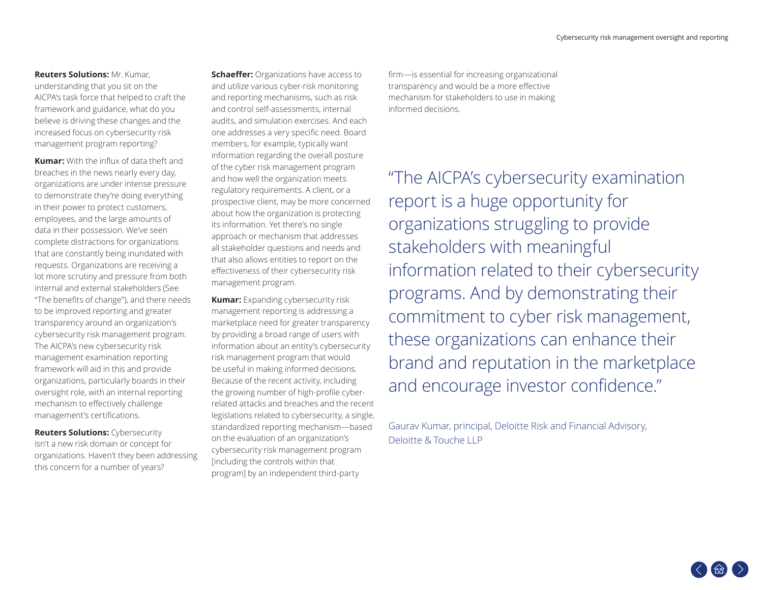**Reuters Solutions:** Mr. Kumar, understanding that you sit on the AICPA's task force that helped to craft the framework and guidance, what do you believe is driving these changes and the increased focus on cybersecurity risk management program reporting?

**Kumar:** With the influx of data theft and breaches in the news nearly every day, organizations are under intense pressure to demonstrate they're doing everything in their power to protect customers, employees, and the large amounts of data in their possession. We've seen complete distractions for organizations that are constantly being inundated with requests. Organizations are receiving a lot more scrutiny and pressure from both internal and external stakeholders (See "The benefits of change"), and there needs to be improved reporting and greater transparency around an organization's cybersecurity risk management program. The AICPA's new cybersecurity risk management examination reporting framework will aid in this and provide organizations, particularly boards in their oversight role, with an internal reporting mechanism to effectively challenge management's certifications.

**Reuters Solutions:** Cybersecurity isn't a new risk domain or concept for organizations. Haven't they been addressing this concern for a number of years?

**Schaeffer:** Organizations have access to and utilize various cyber-risk monitoring and reporting mechanisms, such as risk and control self-assessments, internal audits, and simulation exercises. And each one addresses a very specific need. Board members, for example, typically want information regarding the overall posture of the cyber risk management program and how well the organization meets regulatory requirements. A client, or a prospective client, may be more concerned about how the organization is protecting its information. Yet there's no single approach or mechanism that addresses all stakeholder questions and needs and that also allows entities to report on the effectiveness of their cybersecurity risk management program.

**Kumar:** Expanding cybersecurity risk management reporting is addressing a marketplace need for greater transparency by providing a broad range of users with information about an entity's cybersecurity risk management program that would be useful in making informed decisions. Because of the recent activity, including the growing number of high-profile cyber-related attacks and breaches and the recent legislations related to cybersecurity, a single, standardized reporting mechanism—based on the evaluation of an organization's cybersecurity risk management program [including the controls within that program] by an independent third-party firm—is essential for increasing organizational transparency and would be a more effective mechanism for stakeholders to use in making informed decisions.

> "The AICPA's cybersecurity examination report is a huge opportunity for organizations struggling to provide stakeholders with meaningful information related to their cybersecurity programs. And by demonstrating their commitment to cyber risk management, these organizations can enhance their brand and reputation in the marketplace and encourage investor confidence."
>
> Gaurav Kumar, principal, Deloitte Risk and Financial Advisory, Deloitte & Touche LLP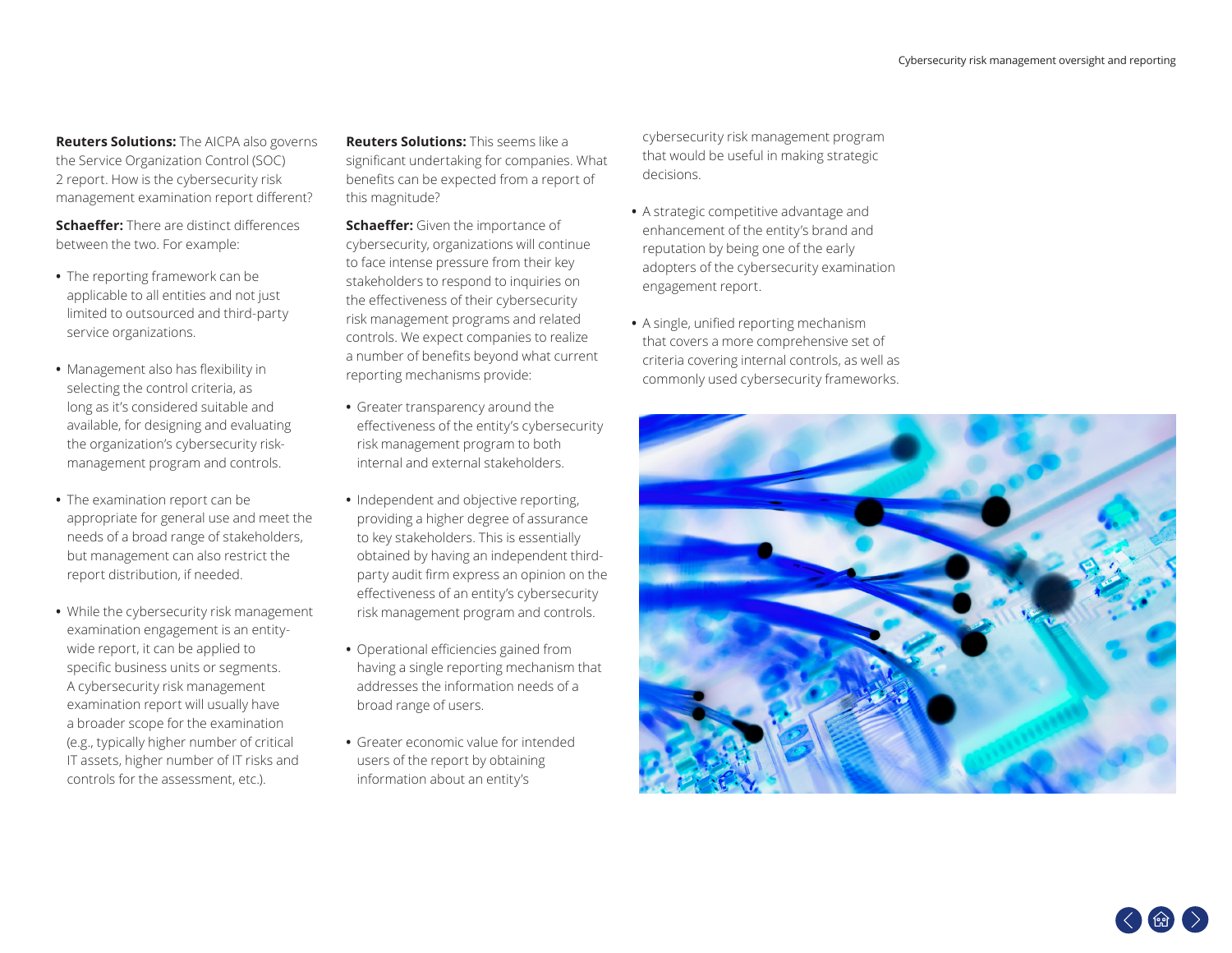**Reuters Solutions:** The AICPA also governs the Service Organization Control (SOC) 2 report. How is the cybersecurity risk management examination report different?

**Schaeffer:** There are distinct differences between the two. For example:

- The reporting framework can be applicable to all entities and not just limited to outsourced and third-party service organizations.
- Management also has flexibility in selecting the control criteria, as long as it's considered suitable and available, for designing and evaluating the organization's cybersecurity risk-management program and controls.
- The examination report can be appropriate for general use and meet the needs of a broad range of stakeholders, but management can also restrict the report distribution, if needed.
- While the cybersecurity risk management examination engagement is an entity-wide report, it can be applied to specific business units or segments. A cybersecurity risk management examination report will usually have a broader scope for the examination (e.g., typically higher number of critical IT assets, higher number of IT risks and controls for the assessment, etc.).

**Reuters Solutions:** This seems like a significant undertaking for companies. What benefits can be expected from a report of this magnitude?

**Schaeffer:** Given the importance of cybersecurity, organizations will continue to face intense pressure from their key stakeholders to respond to inquiries on the effectiveness of their cybersecurity risk management programs and related controls. We expect companies to realize a number of benefits beyond what current reporting mechanisms provide:

- Greater transparency around the effectiveness of the entity's cybersecurity risk management program to both internal and external stakeholders.
- Independent and objective reporting, providing a higher degree of assurance to key stakeholders. This is essentially obtained by having an independent third-party audit firm express an opinion on the effectiveness of an entity's cybersecurity risk management program and controls.
- Operational efficiencies gained from having a single reporting mechanism that addresses the information needs of a broad range of users.
- Greater economic value for intended users of the report by obtaining information about an entity's cybersecurity risk management program that would be useful in making strategic decisions.
- A strategic competitive advantage and enhancement of the entity's brand and reputation by being one of the early adopters of the cybersecurity examination engagement report.
- A single, unified reporting mechanism that covers a more comprehensive set of criteria covering internal controls, as well as commonly used cybersecurity frameworks.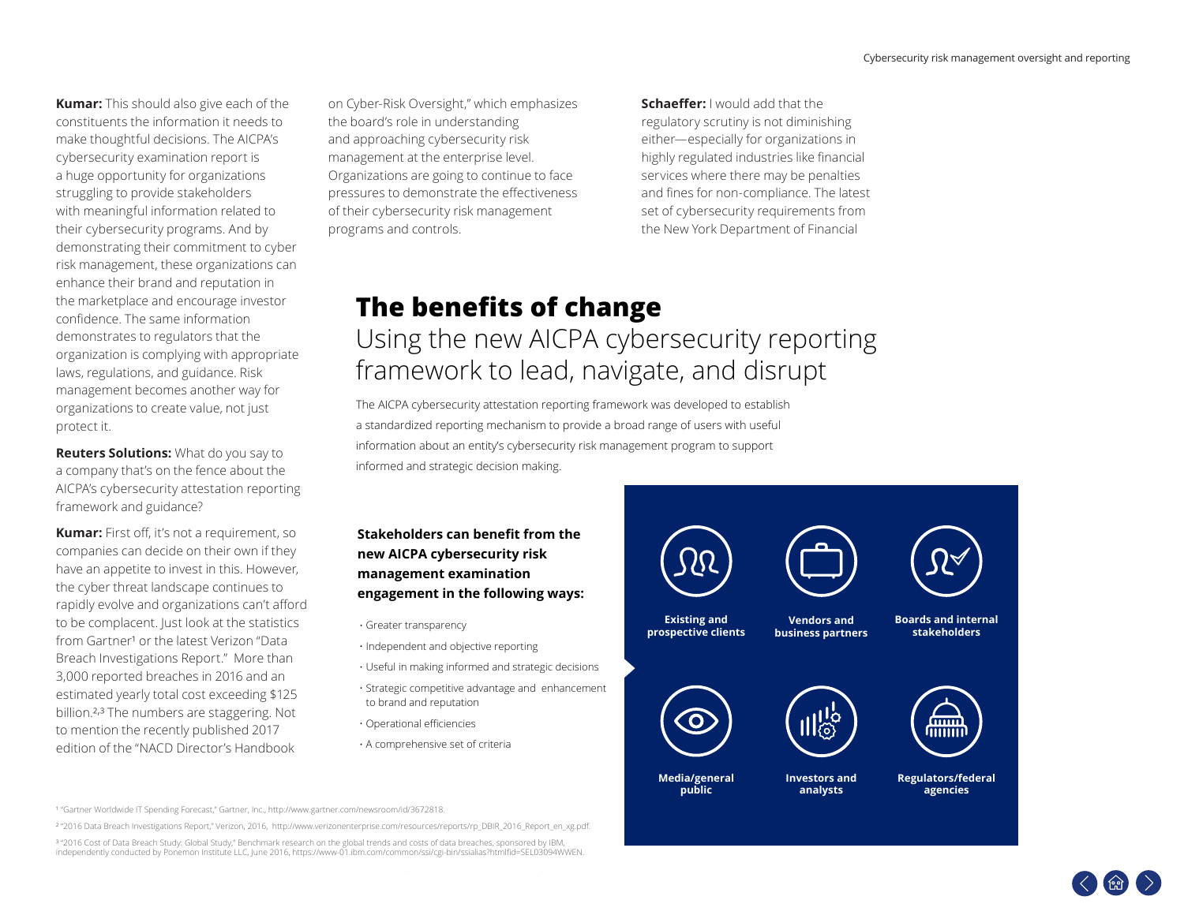**Kumar:** This should also give each of the constituents the information it needs to make thoughtful decisions. The AICPA's cybersecurity examination report is a huge opportunity for organizations struggling to provide stakeholders with meaningful information related to their cybersecurity programs. And by demonstrating their commitment to cyber risk management, these organizations can enhance their brand and reputation in the marketplace and encourage investor confidence. The same information demonstrates to regulators that the organization is complying with appropriate laws, regulations, and guidance. Risk management becomes another way for organizations to create value, not just protect it.

**Reuters Solutions:** What do you say to a company that's on the fence about the AICPA's cybersecurity attestation reporting framework and guidance?

**Kumar:** First off, it's not a requirement, so companies can decide on their own if they have an appetite to invest in this. However, the cyber threat landscape continues to rapidly evolve and organizations can't afford to be complacent. Just look at the statistics from Gartner[1] or the latest Verizon "Data Breach Investigations Report." More than 3,000 reported breaches in 2016 and an estimated yearly total cost exceeding $125 billion.[2,3] The numbers are staggering. Not to mention the recently published 2017 edition of the "NACD Director's Handbook on Cyber-Risk Oversight," which emphasizes the board's role in understanding and approaching cybersecurity risk management at the enterprise level. Organizations are going to continue to face pressures to demonstrate the effectiveness of their cybersecurity risk management programs and controls.

**Schaeffer:** I would add that the regulatory scrutiny is not diminishing either—especially for organizations in highly regulated industries like financial services where there may be penalties and fines for non-compliance. The latest set of cybersecurity requirements from the New York Department of Financial

## The benefits of change

### Using the new AICPA cybersecurity reporting framework to lead, navigate, and disrupt

The AICPA cybersecurity attestation reporting framework was developed to establish a standardized reporting mechanism to provide a broad range of users with useful information about an entity's cybersecurity risk management program to support informed and strategic decision making.

**Stakeholders can benefit from the new AICPA cybersecurity risk management examination engagement in the following ways:**

- Greater transparency
- Independent and objective reporting
- Useful in making informed and strategic decisions
- Strategic competitive advantage and enhancement to brand and reputation
- Operational efficiencies
- A comprehensive set of criteria

**Existing and prospective clients**

**Vendors and business partners**

**Boards and internal stakeholders**

**Media/general public**

**Investors and analysts**

**Regulators/federal agencies**

[1] "Gartner Worldwide IT Spending Forecast," Gartner, Inc., http://www.gartner.com/newsroom/id/3672818.

[2] "2016 Data Breach Investigations Report," Verizon, 2016, http://www.verizonenterprise.com/resources/reports/rp_DBIR_2016_Report_en_xg.pdf.

[3] "2016 Cost of Data Breach Study: Global Study," Benchmark research on the global trends and costs of data breaches, sponsored by IBM, independently conducted by Ponemon Institute LLC, June 2016, https://www-01.ibm.com/common/ssi/cgi-bin/ssialias?htmlfid=SEL03094WWEN.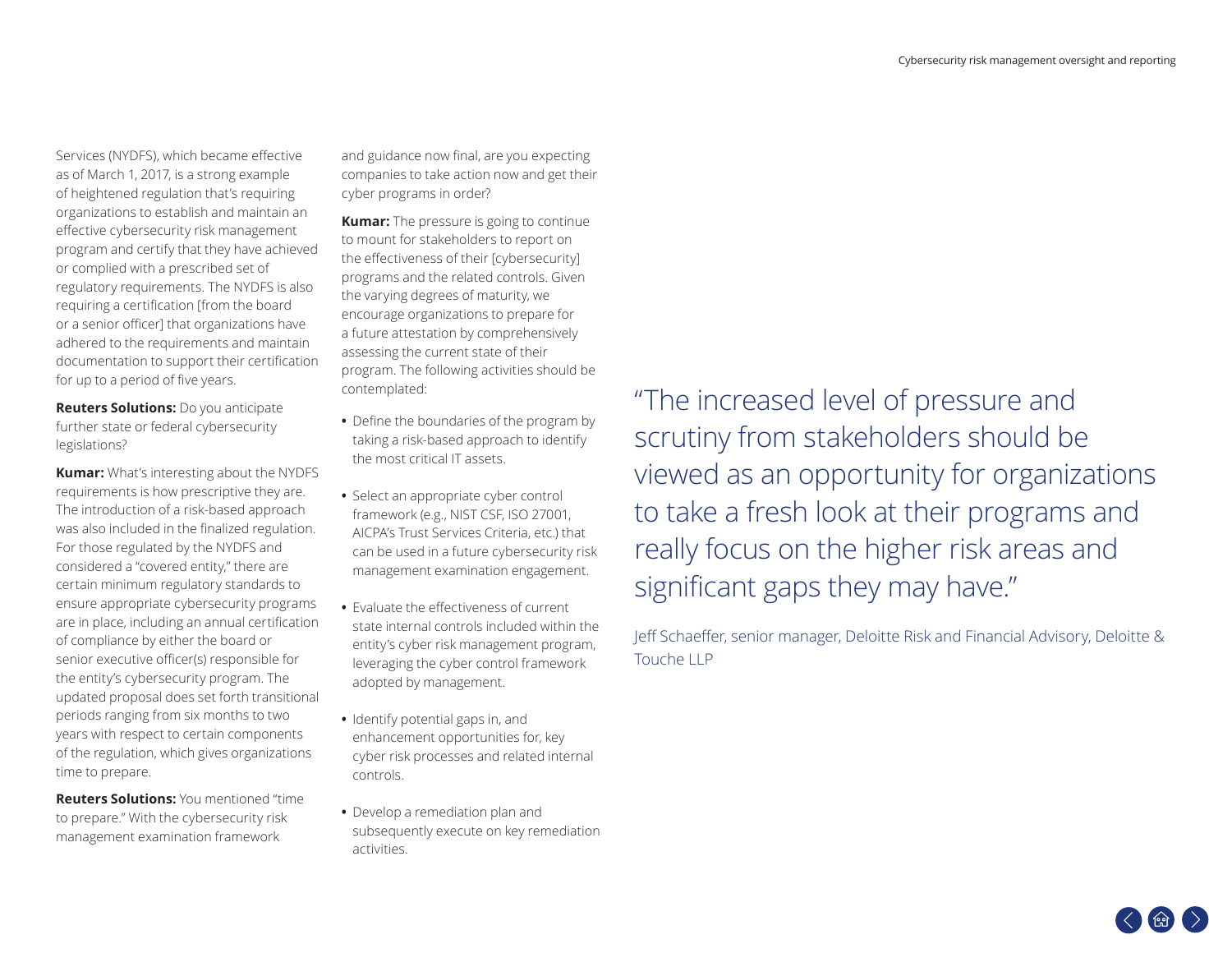Services (NYDFS), which became effective as of March 1, 2017, is a strong example of heightened regulation that's requiring organizations to establish and maintain an effective cybersecurity risk management program and certify that they have achieved or complied with a prescribed set of regulatory requirements. The NYDFS is also requiring a certification [from the board or a senior officer] that organizations have adhered to the requirements and maintain documentation to support their certification for up to a period of five years.

**Reuters Solutions:** Do you anticipate further state or federal cybersecurity legislations?

**Kumar:** What's interesting about the NYDFS requirements is how prescriptive they are. The introduction of a risk-based approach was also included in the finalized regulation. For those regulated by the NYDFS and considered a "covered entity," there are certain minimum regulatory standards to ensure appropriate cybersecurity programs are in place, including an annual certification of compliance by either the board or senior executive officer(s) responsible for the entity's cybersecurity program. The updated proposal does set forth transitional periods ranging from six months to two years with respect to certain components of the regulation, which gives organizations time to prepare.

**Reuters Solutions:** You mentioned "time to prepare." With the cybersecurity risk management examination framework and guidance now final, are you expecting companies to take action now and get their cyber programs in order?

**Kumar:** The pressure is going to continue to mount for stakeholders to report on the effectiveness of their [cybersecurity] programs and the related controls. Given the varying degrees of maturity, we encourage organizations to prepare for a future attestation by comprehensively assessing the current state of their program. The following activities should be contemplated:

- Define the boundaries of the program by taking a risk-based approach to identify the most critical IT assets.
- Select an appropriate cyber control framework (e.g., NIST CSF, ISO 27001, AICPA's Trust Services Criteria, etc.) that can be used in a future cybersecurity risk management examination engagement.
- Evaluate the effectiveness of current state internal controls included within the entity's cyber risk management program, leveraging the cyber control framework adopted by management.
- Identify potential gaps in, and enhancement opportunities for, key cyber risk processes and related internal controls.
- Develop a remediation plan and subsequently execute on key remediation activities.

> "The increased level of pressure and scrutiny from stakeholders should be viewed as an opportunity for organizations to take a fresh look at their programs and really focus on the higher risk areas and significant gaps they may have."
>
> Jeff Schaeffer, senior manager, Deloitte Risk and Financial Advisory, Deloitte & Touche LLP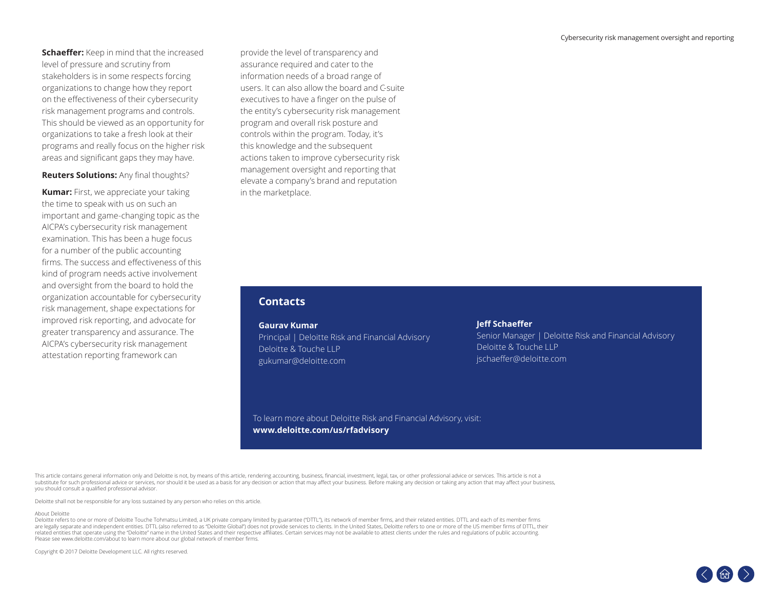**Schaeffer:** Keep in mind that the increased level of pressure and scrutiny from stakeholders is in some respects forcing organizations to change how they report on the effectiveness of their cybersecurity risk management programs and controls. This should be viewed as an opportunity for organizations to take a fresh look at their programs and really focus on the higher risk areas and significant gaps they may have.

**Reuters Solutions:** Any final thoughts?

**Kumar:** First, we appreciate your taking the time to speak with us on such an important and game-changing topic as the AICPA's cybersecurity risk management examination. This has been a huge focus for a number of the public accounting firms. The success and effectiveness of this kind of program needs active involvement and oversight from the board to hold the organization accountable for cybersecurity risk management, shape expectations for improved risk reporting, and advocate for greater transparency and assurance. The AICPA's cybersecurity risk management attestation reporting framework can provide the level of transparency and assurance required and cater to the information needs of a broad range of users. It can also allow the board and C-suite executives to have a finger on the pulse of the entity's cybersecurity risk management program and overall risk posture and controls within the program. Today, it's this knowledge and the subsequent actions taken to improve cybersecurity risk management oversight and reporting that elevate a company's brand and reputation in the marketplace.

## Contacts

**Gaurav Kumar**
Principal | Deloitte Risk and Financial Advisory
Deloitte & Touche LLP
gukumar@deloitte.com

**Jeff Schaeffer**
Senior Manager | Deloitte Risk and Financial Advisory
Deloitte & Touche LLP
jschaeffer@deloitte.com

To learn more about Deloitte Risk and Financial Advisory, visit:
**www.deloitte.com/us/rfadvisory**

This article contains general information only and Deloitte is not, by means of this article, rendering accounting, business, financial, investment, legal, tax, or other professional advice or services. This article is not a substitute for such professional advice or services, nor should it be used as a basis for any decision or action that may affect your business. Before making any decision or taking any action that may affect your business, you should consult a qualified professional advisor.

Deloitte shall not be responsible for any loss sustained by any person who relies on this article.

About Deloitte
Deloitte refers to one or more of Deloitte Touche Tohmatsu Limited, a UK private company limited by guarantee ("DTTL"), its network of member firms, and their related entities. DTTL and each of its member firms are legally separate and independent entities. DTTL (also referred to as "Deloitte Global") does not provide services to clients. In the United States, Deloitte refers to one or more of the US member firms of DTTL, their related entities that operate using the "Deloitte" name in the United States and their respective affiliates. Certain services may not be available to attest clients under the rules and regulations of public accounting. Please see www.deloitte.com/about to learn more about our global network of member firms.

Copyright © 2017 Deloitte Development LLC. All rights reserved.